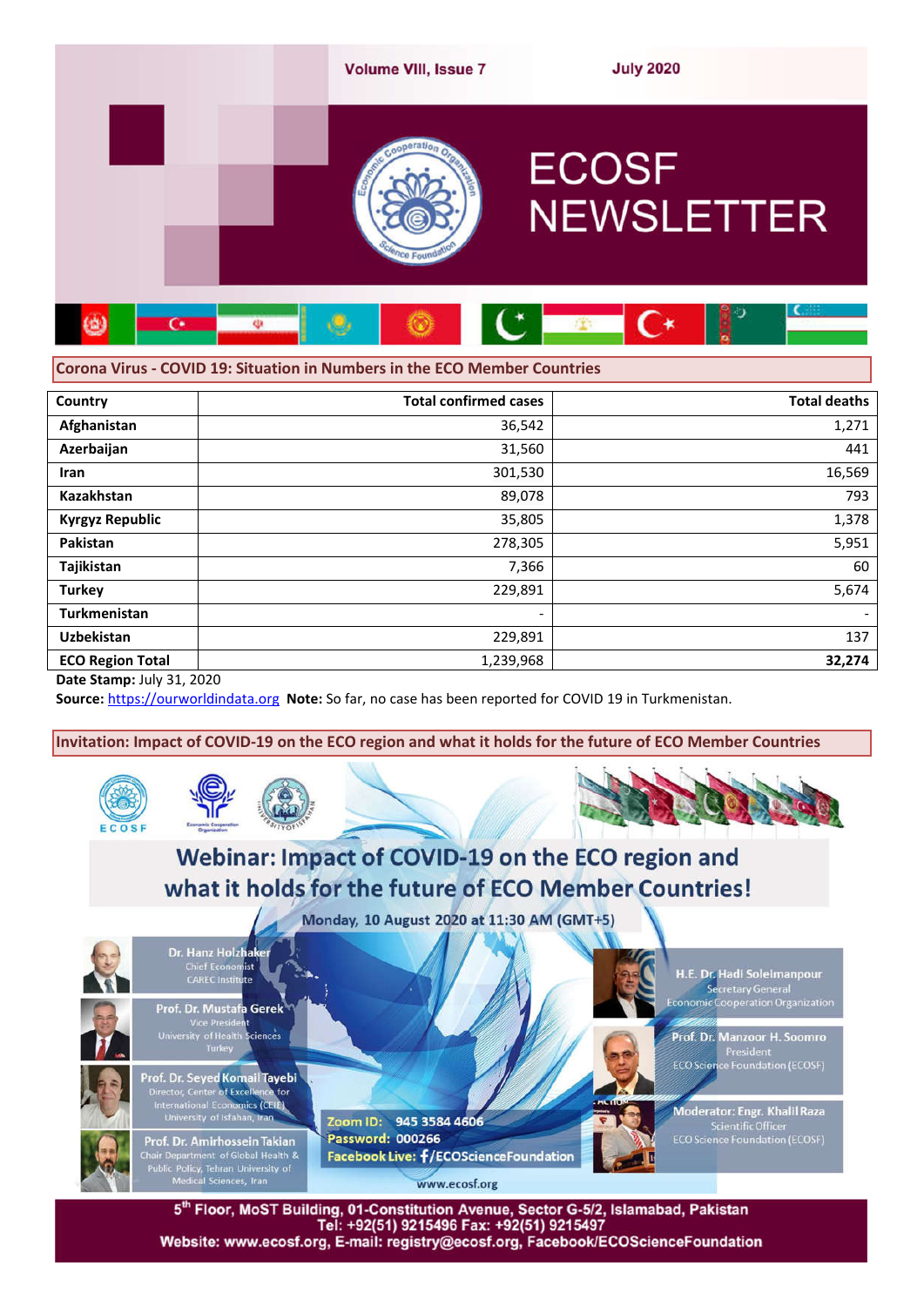# ECOSF NEWSLETTER

Volume VIII, Issue 7 — July 2020

## Corona Virus - COVID 19: Situation in Numbers in the ECO Member Countries

| Country | Total confirmed cases | Total deaths |
|---|---|---|
| Afghanistan | 36,542 | 1,271 |
| Azerbaijan | 31,560 | 441 |
| Iran | 301,530 | 16,569 |
| Kazakhstan | 89,078 | 793 |
| Kyrgyz Republic | 35,805 | 1,378 |
| Pakistan | 278,305 | 5,951 |
| Tajikistan | 7,366 | 60 |
| Turkey | 229,891 | 5,674 |
| Turkmenistan | - | - |
| Uzbekistan | 229,891 | 137 |
| **ECO Region Total** | 1,239,968 | **32,274** |

**Date Stamp:** July 31, 2020

**Source:** https://ourworldindata.org **Note:** So far, no case has been reported for COVID 19 in Turkmenistan.

## Invitation: Impact of COVID-19 on the ECO region and what it holds for the future of ECO Member Countries

### Webinar: Impact of COVID-19 on the ECO region and what it holds for the future of ECO Member Countries!

Monday, 10 August 2020 at 11:30 AM (GMT+5)

**Dr. Hanz Holzhaker**
Chief Economist
CAREC Institute

**Prof. Dr. Mustafa Gerek**
Vice President
University of Health Sciences
Turkey

**Prof. Dr. Seyed Komail Tayebi**
Director, Center of Excellence for International Economics (CEIE)
University of Isfahan, Iran

**Prof. Dr. Amirhossein Takian**
Chair Department of Global Health & Public Policy, Tehran University of Medical Sciences, Iran

**H.E. Dr. Hadi Soleimanpour**
Secretary General
Economic Cooperation Organization

**Prof. Dr. Manzoor H. Soomro**
President
ECO Science Foundation (ECOSF)

**Moderator: Engr. Khalil Raza**
Scientific Officer
ECO Science Foundation (ECOSF)

Zoom ID: 945 3584 4606
Password: 000266
Facebook Live: /ECOScienceFoundation

www.ecosf.org

5th Floor, MoST Building, 01-Constitution Avenue, Sector G-5/2, Islamabad, Pakistan
Tel: +92(51) 9215496 Fax: +92(51) 9215497
Website: www.ecosf.org, E-mail: registry@ecosf.org, Facebook/ECOScienceFoundation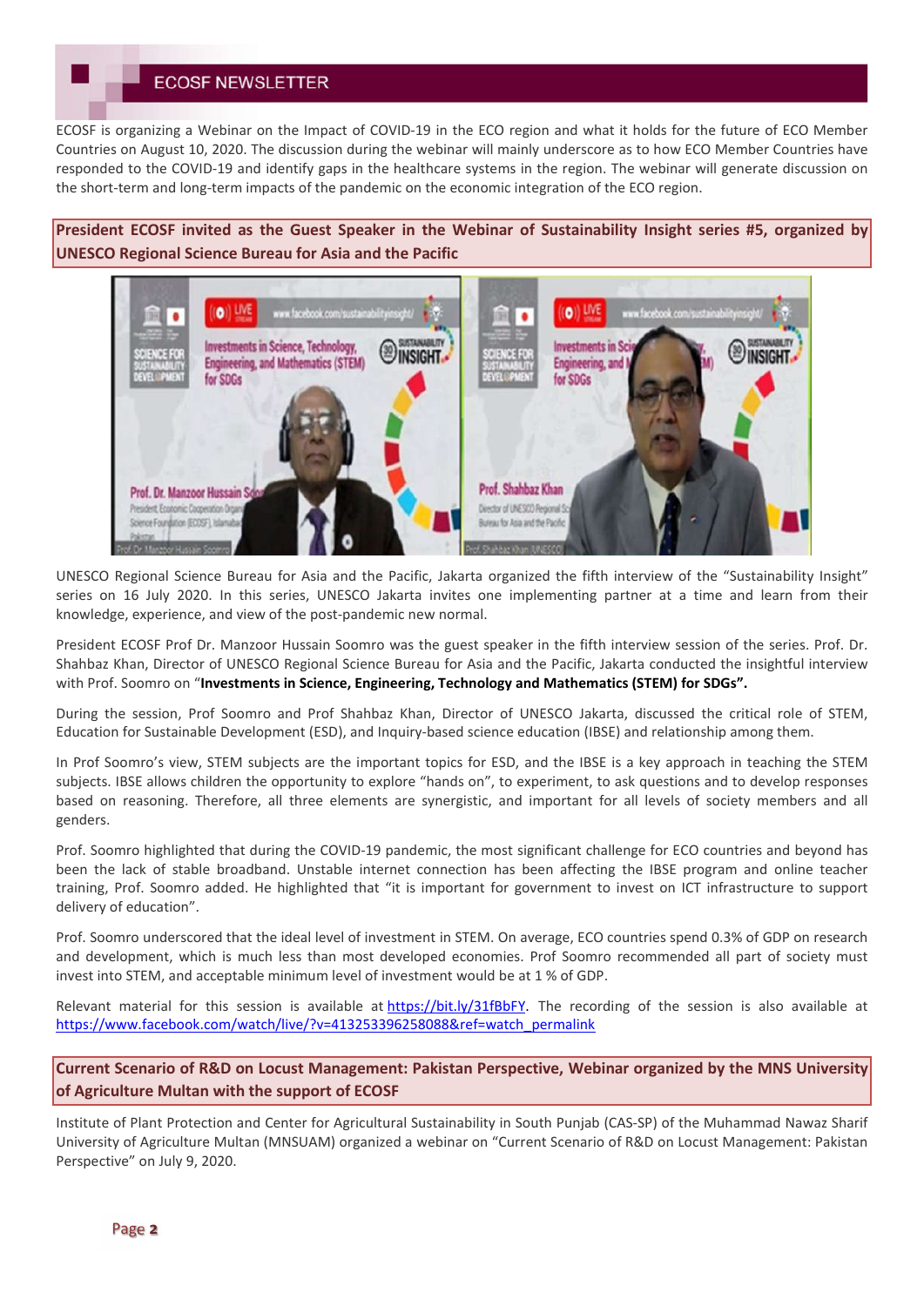ECOSF is organizing a Webinar on the Impact of COVID-19 in the ECO region and what it holds for the future of ECO Member Countries on August 10, 2020. The discussion during the webinar will mainly underscore as to how ECO Member Countries have responded to the COVID-19 and identify gaps in the healthcare systems in the region. The webinar will generate discussion on the short-term and long-term impacts of the pandemic on the economic integration of the ECO region.

## President ECOSF invited as the Guest Speaker in the Webinar of Sustainability Insight series #5, organized by UNESCO Regional Science Bureau for Asia and the Pacific

UNESCO Regional Science Bureau for Asia and the Pacific, Jakarta organized the fifth interview of the "Sustainability Insight" series on 16 July 2020. In this series, UNESCO Jakarta invites one implementing partner at a time and learn from their knowledge, experience, and view of the post-pandemic new normal.

President ECOSF Prof Dr. Manzoor Hussain Soomro was the guest speaker in the fifth interview session of the series. Prof. Dr. Shahbaz Khan, Director of UNESCO Regional Science Bureau for Asia and the Pacific, Jakarta conducted the insightful interview with Prof. Soomro on "**Investments in Science, Engineering, Technology and Mathematics (STEM) for SDGs".**

During the session, Prof Soomro and Prof Shahbaz Khan, Director of UNESCO Jakarta, discussed the critical role of STEM, Education for Sustainable Development (ESD), and Inquiry-based science education (IBSE) and relationship among them.

In Prof Soomro's view, STEM subjects are the important topics for ESD, and the IBSE is a key approach in teaching the STEM subjects. IBSE allows children the opportunity to explore "hands on", to experiment, to ask questions and to develop responses based on reasoning. Therefore, all three elements are synergistic, and important for all levels of society members and all genders.

Prof. Soomro highlighted that during the COVID-19 pandemic, the most significant challenge for ECO countries and beyond has been the lack of stable broadband. Unstable internet connection has been affecting the IBSE program and online teacher training, Prof. Soomro added. He highlighted that "it is important for government to invest on ICT infrastructure to support delivery of education".

Prof. Soomro underscored that the ideal level of investment in STEM. On average, ECO countries spend 0.3% of GDP on research and development, which is much less than most developed economies. Prof Soomro recommended all part of society must invest into STEM, and acceptable minimum level of investment would be at 1 % of GDP.

Relevant material for this session is available at https://bit.ly/31fBbFY. The recording of the session is also available at https://www.facebook.com/watch/live/?v=413253396258088&ref=watch_permalink

## Current Scenario of R&D on Locust Management: Pakistan Perspective, Webinar organized by the MNS University of Agriculture Multan with the support of ECOSF

Institute of Plant Protection and Center for Agricultural Sustainability in South Punjab (CAS-SP) of the Muhammad Nawaz Sharif University of Agriculture Multan (MNSUAM) organized a webinar on "Current Scenario of R&D on Locust Management: Pakistan Perspective" on July 9, 2020.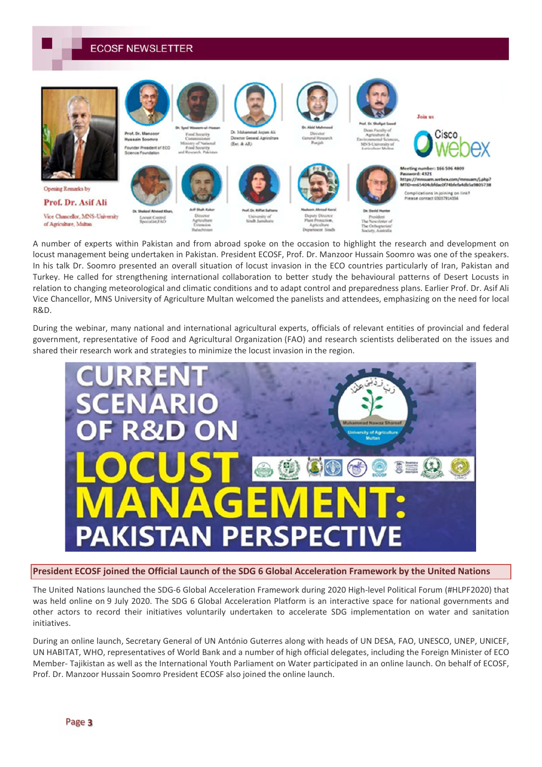Opening Remarks by

**Prof. Dr. Asif Ali**

Vice Chancellor, MNS-University of Agriculture, Multan

Prof. Dr. Manzoor Hussain Soomro
Founder President of ECO Science Foundation

Dr. Syed Waseem-ul-Hassan
Food Security Commissioner
Ministry of National Food Security and Research, Pakistan

Dr. Muhammad Anjum Ali
Director General Agriculture (Ext. & AR)

Dr. Abid Mahmood
Director General Research Punjab

Prof. Dr. Shafqat Saeed
Dean Faculty of Agriculture & Environmental Sciences, MNS-University of Agriculture Multan

Join us

Cisco webex

Meeting number: 166 596 4809
Password: 4321
https://mnsuam.webex.com/mnsuam/j.php?MTID=m65404cbfdac0f74bfefa4db5a9805738

Complications in joining on link? Please contact 03037914356

Dr. Shakeel Ahmed Khan,
Locust Control Specialist,FAO

Arif Shah Kakar
Director Agriculture Extension Balochistan

Prof. Dr. Riffat Sultana
University of Sindh Jamshoro

Nadeem Ahmad Kamal
Deputy Director Plant Protection, Agriculture Department Sindh

Dr. David Hunter
President The Newsletter of The Orthopterists' Society, Australia

A number of experts within Pakistan and from abroad spoke on the occasion to highlight the research and development on locust management being undertaken in Pakistan. President ECOSF, Prof. Dr. Manzoor Hussain Soomro was one of the speakers. In his talk Dr. Soomro presented an overall situation of locust invasion in the ECO countries particularly of Iran, Pakistan and Turkey. He called for strengthening international collaboration to better study the behavioural patterns of Desert Locusts in relation to changing meteorological and climatic conditions and to adapt control and preparedness plans. Earlier Prof. Dr. Asif Ali Vice Chancellor, MNS University of Agriculture Multan welcomed the panelists and attendees, emphasizing on the need for local R&D.

During the webinar, many national and international agricultural experts, officials of relevant entities of provincial and federal government, representative of Food and Agricultural Organization (FAO) and research scientists deliberated on the issues and shared their research work and strategies to minimize the locust invasion in the region.

CURRENT SCENARIO OF R&D ON LOCUST MANAGEMENT: PAKISTAN PERSPECTIVE

## President ECOSF joined the Official Launch of the SDG 6 Global Acceleration Framework by the United Nations

The United Nations launched the SDG-6 Global Acceleration Framework during 2020 High-level Political Forum (#HLPF2020) that was held online on 9 July 2020. The SDG 6 Global Acceleration Platform is an interactive space for national governments and other actors to record their initiatives voluntarily undertaken to accelerate SDG implementation on water and sanitation initiatives.

During an online launch, Secretary General of UN António Guterres along with heads of UN DESA, FAO, UNESCO, UNEP, UNICEF, UN HABITAT, WHO, representatives of World Bank and a number of high official delegates, including the Foreign Minister of ECO Member- Tajikistan as well as the International Youth Parliament on Water participated in an online launch. On behalf of ECOSF, Prof. Dr. Manzoor Hussain Soomro President ECOSF also joined the online launch.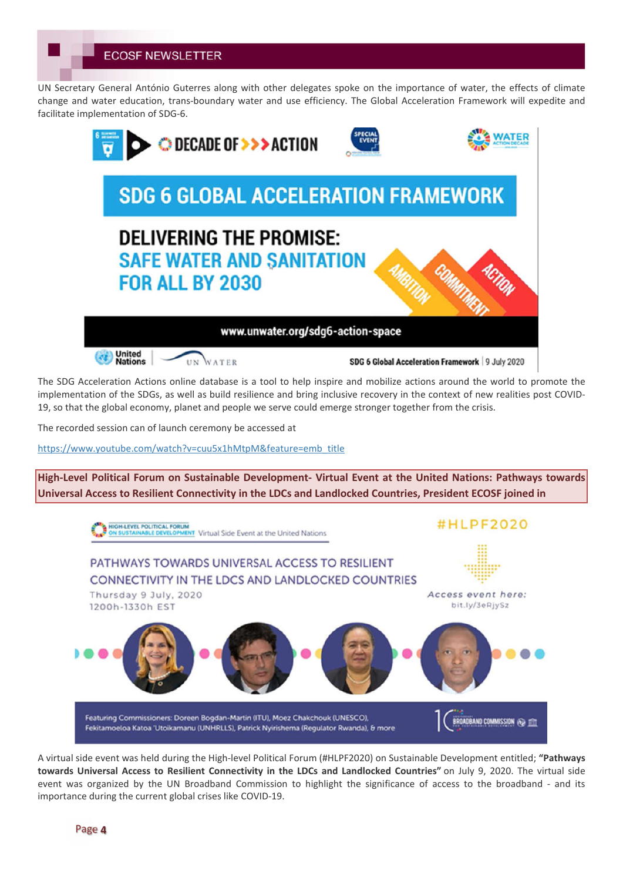UN Secretary General António Guterres along with other delegates spoke on the importance of water, the effects of climate change and water education, trans-boundary water and use efficiency. The Global Acceleration Framework will expedite and facilitate implementation of SDG-6.

The SDG Acceleration Actions online database is a tool to help inspire and mobilize actions around the world to promote the implementation of the SDGs, as well as build resilience and bring inclusive recovery in the context of new realities post COVID-19, so that the global economy, planet and people we serve could emerge stronger together from the crisis.

The recorded session can of launch ceremony be accessed at

https://www.youtube.com/watch?v=cuu5x1hMtpM&feature=emb_title

## High-Level Political Forum on Sustainable Development- Virtual Event at the United Nations: Pathways towards Universal Access to Resilient Connectivity in the LDCs and Landlocked Countries, President ECOSF joined in

A virtual side event was held during the High-level Political Forum (#HLPF2020) on Sustainable Development entitled; **"Pathways towards Universal Access to Resilient Connectivity in the LDCs and Landlocked Countries"** on July 9, 2020. The virtual side event was organized by the UN Broadband Commission to highlight the significance of access to the broadband - and its importance during the current global crises like COVID-19.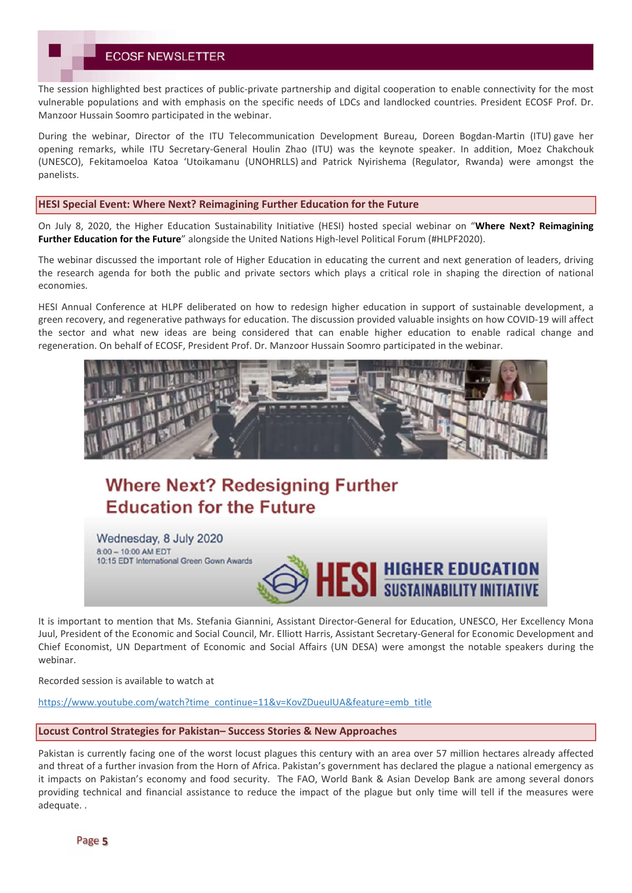The session highlighted best practices of public-private partnership and digital cooperation to enable connectivity for the most vulnerable populations and with emphasis on the specific needs of LDCs and landlocked countries. President ECOSF Prof. Dr. Manzoor Hussain Soomro participated in the webinar.

During the webinar, Director of the ITU Telecommunication Development Bureau, Doreen Bogdan-Martin (ITU) gave her opening remarks, while ITU Secretary-General Houlin Zhao (ITU) was the keynote speaker. In addition, Moez Chakchouk (UNESCO), Fekitamoeloa Katoa 'Utoikamanu (UNOHRLLS) and Patrick Nyirishema (Regulator, Rwanda) were amongst the panelists.

## HESI Special Event: Where Next? Reimagining Further Education for the Future

On July 8, 2020, the Higher Education Sustainability Initiative (HESI) hosted special webinar on "**Where Next? Reimagining Further Education for the Future**" alongside the United Nations High-level Political Forum (#HLPF2020).

The webinar discussed the important role of Higher Education in educating the current and next generation of leaders, driving the research agenda for both the public and private sectors which plays a critical role in shaping the direction of national economies.

HESI Annual Conference at HLPF deliberated on how to redesign higher education in support of sustainable development, a green recovery, and regenerative pathways for education. The discussion provided valuable insights on how COVID-19 will affect the sector and what new ideas are being considered that can enable higher education to enable radical change and regeneration. On behalf of ECOSF, President Prof. Dr. Manzoor Hussain Soomro participated in the webinar.

Where Next? Redesigning Further Education for the Future

Wednesday, 8 July 2020
8:00 – 10:00 AM EDT
10:15 EDT International Green Gown Awards

HESI HIGHER EDUCATION SUSTAINABILITY INITIATIVE

It is important to mention that Ms. Stefania Giannini, Assistant Director-General for Education, UNESCO, Her Excellency Mona Juul, President of the Economic and Social Council, Mr. Elliott Harris, Assistant Secretary-General for Economic Development and Chief Economist, UN Department of Economic and Social Affairs (UN DESA) were amongst the notable speakers during the webinar.

Recorded session is available to watch at

https://www.youtube.com/watch?time_continue=11&v=KovZDueulUA&feature=emb_title

## Locust Control Strategies for Pakistan– Success Stories & New Approaches

Pakistan is currently facing one of the worst locust plagues this century with an area over 57 million hectares already affected and threat of a further invasion from the Horn of Africa. Pakistan's government has declared the plague a national emergency as it impacts on Pakistan's economy and food security. The FAO, World Bank & Asian Develop Bank are among several donors providing technical and financial assistance to reduce the impact of the plague but only time will tell if the measures were adequate. .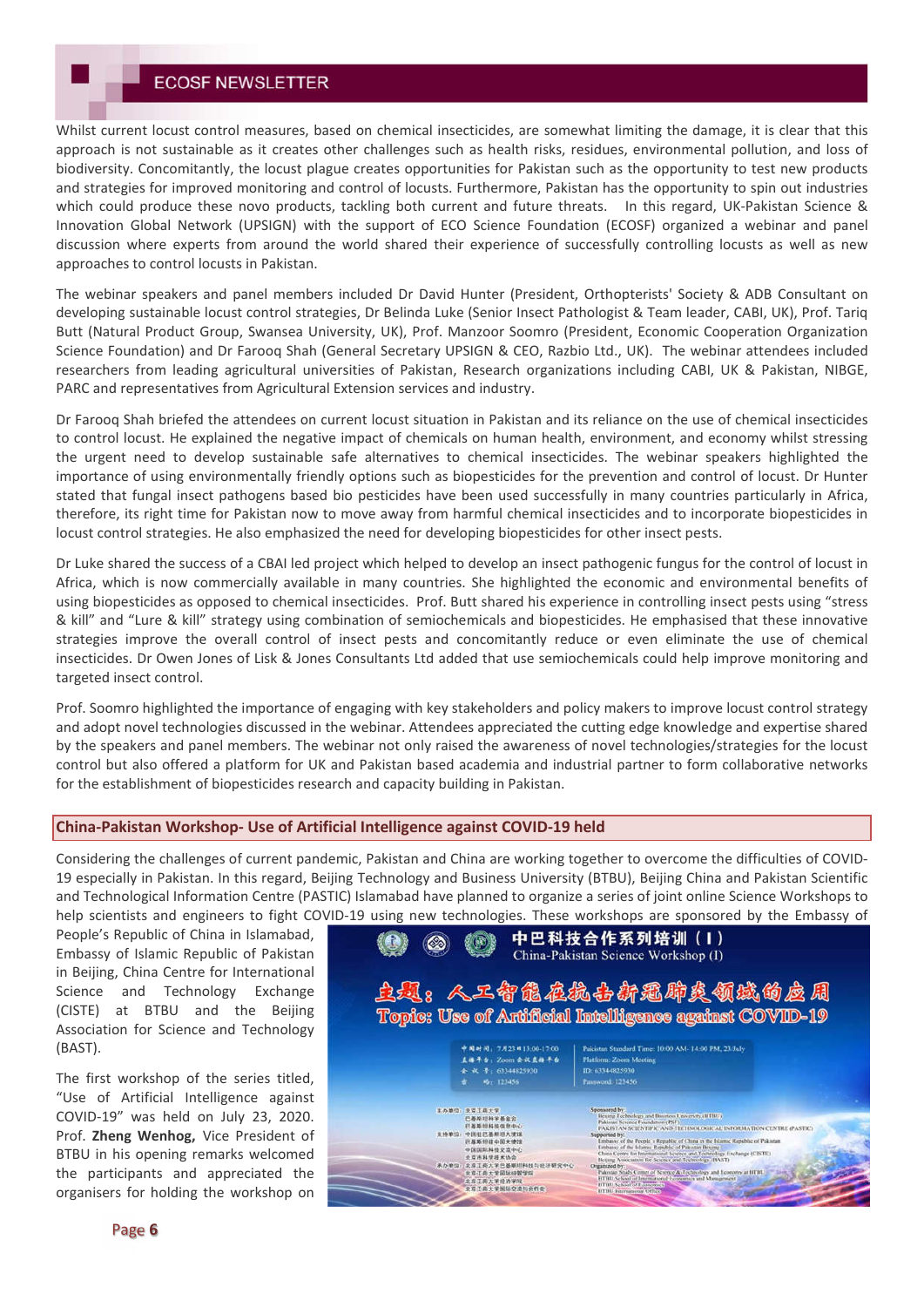Whilst current locust control measures, based on chemical insecticides, are somewhat limiting the damage, it is clear that this approach is not sustainable as it creates other challenges such as health risks, residues, environmental pollution, and loss of biodiversity. Concomitantly, the locust plague creates opportunities for Pakistan such as the opportunity to test new products and strategies for improved monitoring and control of locusts. Furthermore, Pakistan has the opportunity to spin out industries which could produce these novo products, tackling both current and future threats. In this regard, UK-Pakistan Science & Innovation Global Network (UPSIGN) with the support of ECO Science Foundation (ECOSF) organized a webinar and panel discussion where experts from around the world shared their experience of successfully controlling locusts as well as new approaches to control locusts in Pakistan.

The webinar speakers and panel members included Dr David Hunter (President, Orthopterists' Society & ADB Consultant on developing sustainable locust control strategies, Dr Belinda Luke (Senior Insect Pathologist & Team leader, CABI, UK), Prof. Tariq Butt (Natural Product Group, Swansea University, UK), Prof. Manzoor Soomro (President, Economic Cooperation Organization Science Foundation) and Dr Farooq Shah (General Secretary UPSIGN & CEO, Razbio Ltd., UK). The webinar attendees included researchers from leading agricultural universities of Pakistan, Research organizations including CABI, UK & Pakistan, NIBGE, PARC and representatives from Agricultural Extension services and industry.

Dr Farooq Shah briefed the attendees on current locust situation in Pakistan and its reliance on the use of chemical insecticides to control locust. He explained the negative impact of chemicals on human health, environment, and economy whilst stressing the urgent need to develop sustainable safe alternatives to chemical insecticides. The webinar speakers highlighted the importance of using environmentally friendly options such as biopesticides for the prevention and control of locust. Dr Hunter stated that fungal insect pathogens based bio pesticides have been used successfully in many countries particularly in Africa, therefore, its right time for Pakistan now to move away from harmful chemical insecticides and to incorporate biopesticides in locust control strategies. He also emphasized the need for developing biopesticides for other insect pests.

Dr Luke shared the success of a CBAI led project which helped to develop an insect pathogenic fungus for the control of locust in Africa, which is now commercially available in many countries. She highlighted the economic and environmental benefits of using biopesticides as opposed to chemical insecticides. Prof. Butt shared his experience in controlling insect pests using "stress & kill" and "Lure & kill" strategy using combination of semiochemicals and biopesticides. He emphasised that these innovative strategies improve the overall control of insect pests and concomitantly reduce or even eliminate the use of chemical insecticides. Dr Owen Jones of Lisk & Jones Consultants Ltd added that use semiochemicals could help improve monitoring and targeted insect control.

Prof. Soomro highlighted the importance of engaging with key stakeholders and policy makers to improve locust control strategy and adopt novel technologies discussed in the webinar. Attendees appreciated the cutting edge knowledge and expertise shared by the speakers and panel members. The webinar not only raised the awareness of novel technologies/strategies for the locust control but also offered a platform for UK and Pakistan based academia and industrial partner to form collaborative networks for the establishment of biopesticides research and capacity building in Pakistan.

## China-Pakistan Workshop- Use of Artificial Intelligence against COVID-19 held

Considering the challenges of current pandemic, Pakistan and China are working together to overcome the difficulties of COVID-19 especially in Pakistan. In this regard, Beijing Technology and Business University (BTBU), Beijing China and Pakistan Scientific and Technological Information Centre (PASTIC) Islamabad have planned to organize a series of joint online Science Workshops to help scientists and engineers to fight COVID-19 using new technologies. These workshops are sponsored by the Embassy of People's Republic of China in Islamabad, Embassy of Islamic Republic of Pakistan in Beijing, China Centre for International Science and Technology Exchange (CISTE) at BTBU and the Beijing Association for Science and Technology (BAST).

The first workshop of the series titled, "Use of Artificial Intelligence against COVID-19" was held on July 23, 2020. Prof. **Zheng Wenhog,** Vice President of BTBU in his opening remarks welcomed the participants and appreciated the organisers for holding the workshop on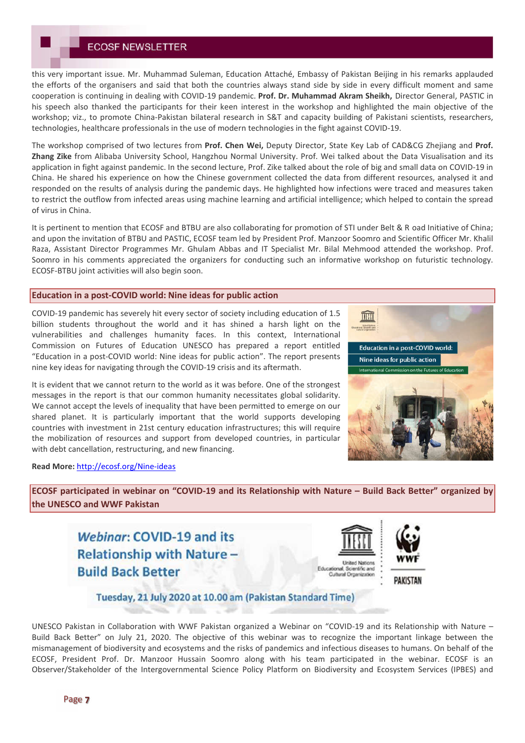this very important issue. Mr. Muhammad Suleman, Education Attaché, Embassy of Pakistan Beijing in his remarks applauded the efforts of the organisers and said that both the countries always stand side by side in every difficult moment and same cooperation is continuing in dealing with COVID-19 pandemic. **Prof. Dr. Muhammad Akram Sheikh,** Director General, PASTIC in his speech also thanked the participants for their keen interest in the workshop and highlighted the main objective of the workshop; viz., to promote China-Pakistan bilateral research in S&T and capacity building of Pakistani scientists, researchers, technologies, healthcare professionals in the use of modern technologies in the fight against COVID-19.

The workshop comprised of two lectures from **Prof. Chen Wei,** Deputy Director, State Key Lab of CAD&CG Zhejiang and **Prof. Zhang Zike** from Alibaba University School, Hangzhou Normal University. Prof. Wei talked about the Data Visualisation and its application in fight against pandemic. In the second lecture, Prof. Zike talked about the role of big and small data on COVID-19 in China. He shared his experience on how the Chinese government collected the data from different resources, analysed it and responded on the results of analysis during the pandemic days. He highlighted how infections were traced and measures taken to restrict the outflow from infected areas using machine learning and artificial intelligence; which helped to contain the spread of virus in China.

It is pertinent to mention that ECOSF and BTBU are also collaborating for promotion of STI under Belt & R oad Initiative of China; and upon the invitation of BTBU and PASTIC, ECOSF team led by President Prof. Manzoor Soomro and Scientific Officer Mr. Khalil Raza, Assistant Director Programmes Mr. Ghulam Abbas and IT Specialist Mr. Bilal Mehmood attended the workshop. Prof. Soomro in his comments appreciated the organizers for conducting such an informative workshop on futuristic technology. ECOSF-BTBU joint activities will also begin soon.

## Education in a post-COVID world: Nine ideas for public action

COVID-19 pandemic has severely hit every sector of society including education of 1.5 billion students throughout the world and it has shined a harsh light on the vulnerabilities and challenges humanity faces. In this context, International Commission on Futures of Education UNESCO has prepared a report entitled "Education in a post-COVID world: Nine ideas for public action". The report presents nine key ideas for navigating through the COVID-19 crisis and its aftermath.

It is evident that we cannot return to the world as it was before. One of the strongest messages in the report is that our common humanity necessitates global solidarity. We cannot accept the levels of inequality that have been permitted to emerge on our shared planet. It is particularly important that the world supports developing countries with investment in 21st century education infrastructures; this will require the mobilization of resources and support from developed countries, in particular with debt cancellation, restructuring, and new financing.

**Read More:** http://ecosf.org/Nine-ideas

## ECOSF participated in webinar on "COVID-19 and its Relationship with Nature – Build Back Better" organized by the UNESCO and WWF Pakistan

UNESCO Pakistan in Collaboration with WWF Pakistan organized a Webinar on "COVID-19 and its Relationship with Nature – Build Back Better" on July 21, 2020. The objective of this webinar was to recognize the important linkage between the mismanagement of biodiversity and ecosystems and the risks of pandemics and infectious diseases to humans. On behalf of the ECOSF, President Prof. Dr. Manzoor Hussain Soomro along with his team participated in the webinar. ECOSF is an Observer/Stakeholder of the Intergovernmental Science Policy Platform on Biodiversity and Ecosystem Services (IPBES) and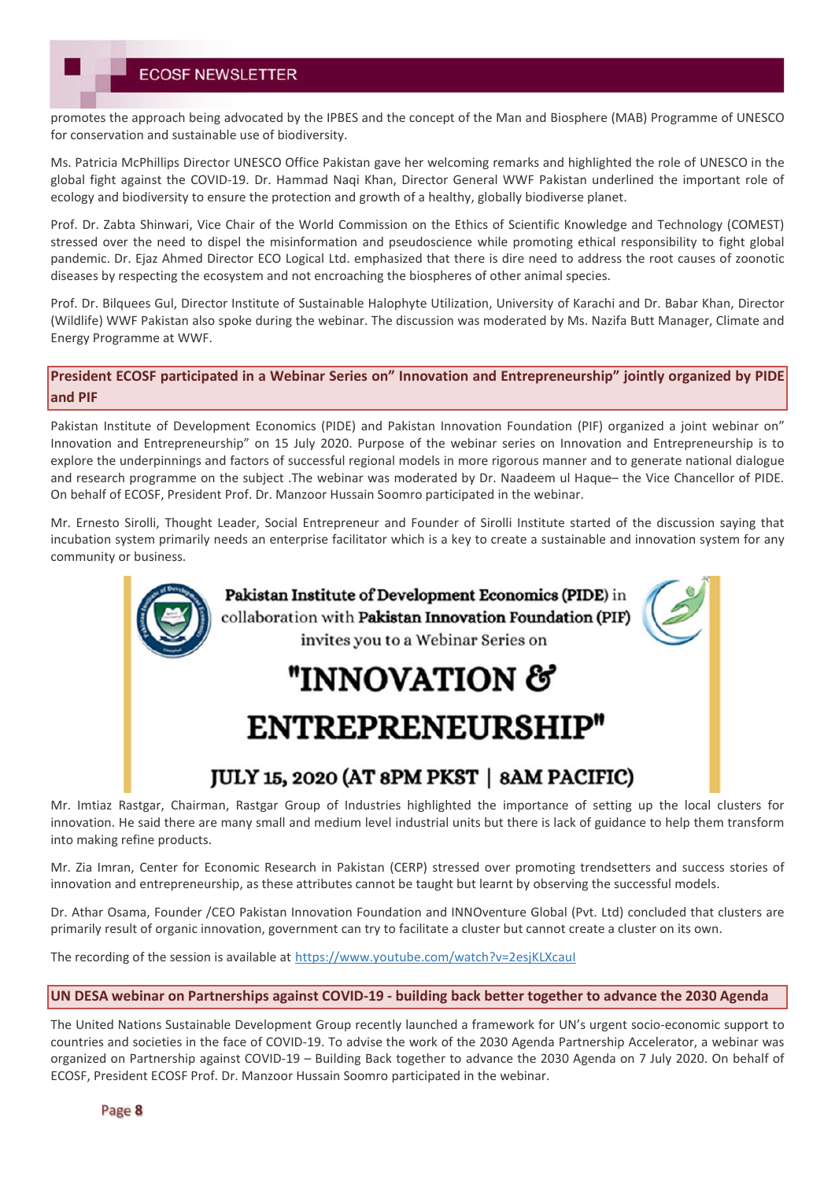promotes the approach being advocated by the IPBES and the concept of the Man and Biosphere (MAB) Programme of UNESCO for conservation and sustainable use of biodiversity.

Ms. Patricia McPhillips Director UNESCO Office Pakistan gave her welcoming remarks and highlighted the role of UNESCO in the global fight against the COVID-19. Dr. Hammad Naqi Khan, Director General WWF Pakistan underlined the important role of ecology and biodiversity to ensure the protection and growth of a healthy, globally biodiverse planet.

Prof. Dr. Zabta Shinwari, Vice Chair of the World Commission on the Ethics of Scientific Knowledge and Technology (COMEST) stressed over the need to dispel the misinformation and pseudoscience while promoting ethical responsibility to fight global pandemic. Dr. Ejaz Ahmed Director ECO Logical Ltd. emphasized that there is dire need to address the root causes of zoonotic diseases by respecting the ecosystem and not encroaching the biospheres of other animal species.

Prof. Dr. Bilquees Gul, Director Institute of Sustainable Halophyte Utilization, University of Karachi and Dr. Babar Khan, Director (Wildlife) WWF Pakistan also spoke during the webinar. The discussion was moderated by Ms. Nazifa Butt Manager, Climate and Energy Programme at WWF.

## President ECOSF participated in a Webinar Series on" Innovation and Entrepreneurship" jointly organized by PIDE and PIF

Pakistan Institute of Development Economics (PIDE) and Pakistan Innovation Foundation (PIF) organized a joint webinar on" Innovation and Entrepreneurship" on 15 July 2020. Purpose of the webinar series on Innovation and Entrepreneurship is to explore the underpinnings and factors of successful regional models in more rigorous manner and to generate national dialogue and research programme on the subject .The webinar was moderated by Dr. Naadeem ul Haque– the Vice Chancellor of PIDE. On behalf of ECOSF, President Prof. Dr. Manzoor Hussain Soomro participated in the webinar.

Mr. Ernesto Sirolli, Thought Leader, Social Entrepreneur and Founder of Sirolli Institute started of the discussion saying that incubation system primarily needs an enterprise facilitator which is a key to create a sustainable and innovation system for any community or business.

**Pakistan Institute of Development Economics (PIDE)** in collaboration with **Pakistan Innovation Foundation (PIF)** invites you to a Webinar Series on

**"INNOVATION & ENTREPRENEURSHIP"**

**JULY 15, 2020 (AT 8PM PKST | 8AM PACIFIC)**

Mr. Imtiaz Rastgar, Chairman, Rastgar Group of Industries highlighted the importance of setting up the local clusters for innovation. He said there are many small and medium level industrial units but there is lack of guidance to help them transform into making refine products.

Mr. Zia Imran, Center for Economic Research in Pakistan (CERP) stressed over promoting trendsetters and success stories of innovation and entrepreneurship, as these attributes cannot be taught but learnt by observing the successful models.

Dr. Athar Osama, Founder /CEO Pakistan Innovation Foundation and INNOventure Global (Pvt. Ltd) concluded that clusters are primarily result of organic innovation, government can try to facilitate a cluster but cannot create a cluster on its own.

The recording of the session is available at https://www.youtube.com/watch?v=2esjKLXcauI

## UN DESA webinar on Partnerships against COVID-19 - building back better together to advance the 2030 Agenda

The United Nations Sustainable Development Group recently launched a framework for UN's urgent socio-economic support to countries and societies in the face of COVID-19. To advise the work of the 2030 Agenda Partnership Accelerator, a webinar was organized on Partnership against COVID-19 – Building Back together to advance the 2030 Agenda on 7 July 2020. On behalf of ECOSF, President ECOSF Prof. Dr. Manzoor Hussain Soomro participated in the webinar.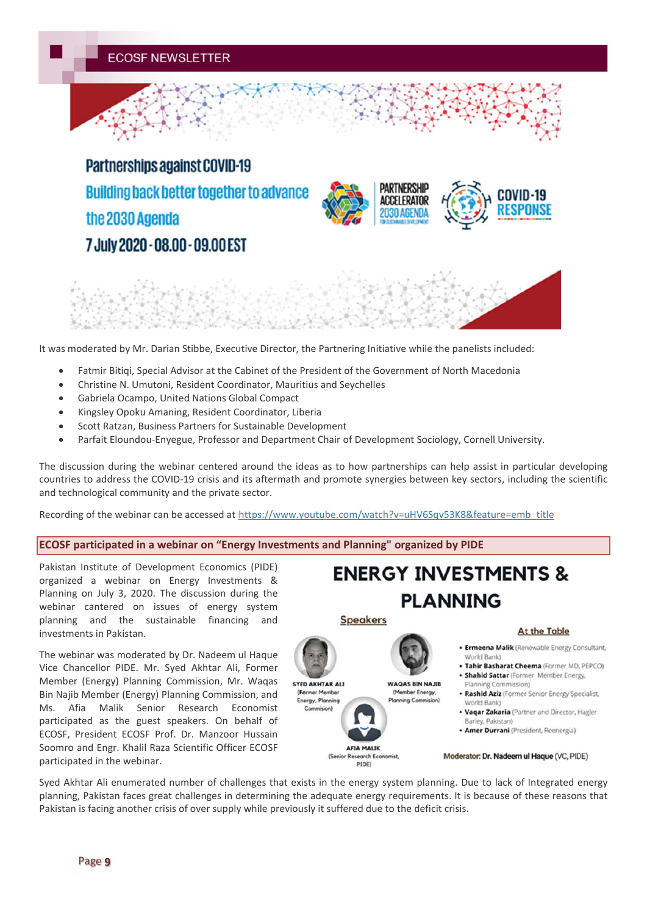Partnerships against COVID-19

Building back better together to advance the 2030 Agenda

7 July 2020 - 08.00 - 09.00 EST

It was moderated by Mr. Darian Stibbe, Executive Director, the Partnering Initiative while the panelists included:

- Fatmir Bitiqi, Special Advisor at the Cabinet of the President of the Government of North Macedonia
- Christine N. Umutoni, Resident Coordinator, Mauritius and Seychelles
- Gabriela Ocampo, United Nations Global Compact
- Kingsley Opoku Amaning, Resident Coordinator, Liberia
- Scott Ratzan, Business Partners for Sustainable Development
- Parfait Eloundou-Enyegue, Professor and Department Chair of Development Sociology, Cornell University.

The discussion during the webinar centered around the ideas as to how partnerships can help assist in particular developing countries to address the COVID-19 crisis and its aftermath and promote synergies between key sectors, including the scientific and technological community and the private sector.

Recording of the webinar can be accessed at https://www.youtube.com/watch?v=uHV6Sqv53K8&feature=emb_title

## ECOSF participated in a webinar on "Energy Investments and Planning" organized by PIDE

Pakistan Institute of Development Economics (PIDE) organized a webinar on Energy Investments & Planning on July 3, 2020. The discussion during the webinar cantered on issues of energy system planning and the sustainable financing and investments in Pakistan.

The webinar was moderated by Dr. Nadeem ul Haque Vice Chancellor PIDE. Mr. Syed Akhtar Ali, Former Member (Energy) Planning Commission, Mr. Waqas Bin Najib Member (Energy) Planning Commission, and Ms. Afia Malik Senior Research Economist participated as the guest speakers. On behalf of ECOSF, President ECOSF Prof. Dr. Manzoor Hussain Soomro and Engr. Khalil Raza Scientific Officer ECOSF participated in the webinar.

**ENERGY INVESTMENTS & PLANNING**

Speakers

- SYED AKHTAR ALI (Former Member Energy, Planning Commision)
- WAQAS BIN NAJIB (Member Energy, Planning Commision)
- AFIA MALIK (Senior Research Economist, PIDE)

At the Table

- **Ermeena Malik** (Renewable Energy Consultant, World Bank)
- **Tahir Basharat Cheema** (Former MD, PEPCO)
- **Shahid Sattar** (Former Member Energy, Planning Commission)
- **Rashid Aziz** (Former Senior Energy Specialist, World Bank)
- **Vaqar Zakaria** (Partner and Director, Hagler Barley, Pakistan)
- **Amer Durrani** (President, Reenergia)

Moderator: Dr. Nadeem ul Haque (VC, PIDE)

Syed Akhtar Ali enumerated number of challenges that exists in the energy system planning. Due to lack of Integrated energy planning, Pakistan faces great challenges in determining the adequate energy requirements. It is because of these reasons that Pakistan is facing another crisis of over supply while previously it suffered due to the deficit crisis.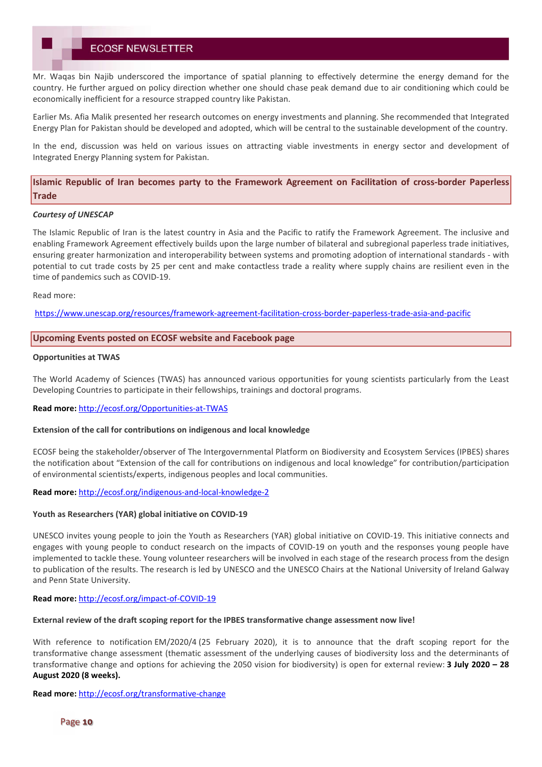Mr. Waqas bin Najib underscored the importance of spatial planning to effectively determine the energy demand for the country. He further argued on policy direction whether one should chase peak demand due to air conditioning which could be economically inefficient for a resource strapped country like Pakistan.

Earlier Ms. Afia Malik presented her research outcomes on energy investments and planning. She recommended that Integrated Energy Plan for Pakistan should be developed and adopted, which will be central to the sustainable development of the country.

In the end, discussion was held on various issues on attracting viable investments in energy sector and development of Integrated Energy Planning system for Pakistan.

## Islamic Republic of Iran becomes party to the Framework Agreement on Facilitation of cross-border Paperless Trade

***Courtesy of UNESCAP***

The Islamic Republic of Iran is the latest country in Asia and the Pacific to ratify the Framework Agreement. The inclusive and enabling Framework Agreement effectively builds upon the large number of bilateral and subregional paperless trade initiatives, ensuring greater harmonization and interoperability between systems and promoting adoption of international standards - with potential to cut trade costs by 25 per cent and make contactless trade a reality where supply chains are resilient even in the time of pandemics such as COVID-19.

Read more:

https://www.unescap.org/resources/framework-agreement-facilitation-cross-border-paperless-trade-asia-and-pacific

## Upcoming Events posted on ECOSF website and Facebook page

**Opportunities at TWAS**

The World Academy of Sciences (TWAS) has announced various opportunities for young scientists particularly from the Least Developing Countries to participate in their fellowships, trainings and doctoral programs.

**Read more:** http://ecosf.org/Opportunities-at-TWAS

**Extension of the call for contributions on indigenous and local knowledge**

ECOSF being the stakeholder/observer of The Intergovernmental Platform on Biodiversity and Ecosystem Services (IPBES) shares the notification about "Extension of the call for contributions on indigenous and local knowledge" for contribution/participation of environmental scientists/experts, indigenous peoples and local communities.

**Read more:** http://ecosf.org/indigenous-and-local-knowledge-2

**Youth as Researchers (YAR) global initiative on COVID-19**

UNESCO invites young people to join the Youth as Researchers (YAR) global initiative on COVID-19. This initiative connects and engages with young people to conduct research on the impacts of COVID-19 on youth and the responses young people have implemented to tackle these. Young volunteer researchers will be involved in each stage of the research process from the design to publication of the results. The research is led by UNESCO and the UNESCO Chairs at the National University of Ireland Galway and Penn State University.

**Read more:** http://ecosf.org/impact-of-COVID-19

**External review of the draft scoping report for the IPBES transformative change assessment now live!**

With reference to notification EM/2020/4 (25 February 2020), it is to announce that the draft scoping report for the transformative change assessment (thematic assessment of the underlying causes of biodiversity loss and the determinants of transformative change and options for achieving the 2050 vision for biodiversity) is open for external review: **3 July 2020 – 28 August 2020 (8 weeks).**

**Read more:** http://ecosf.org/transformative-change